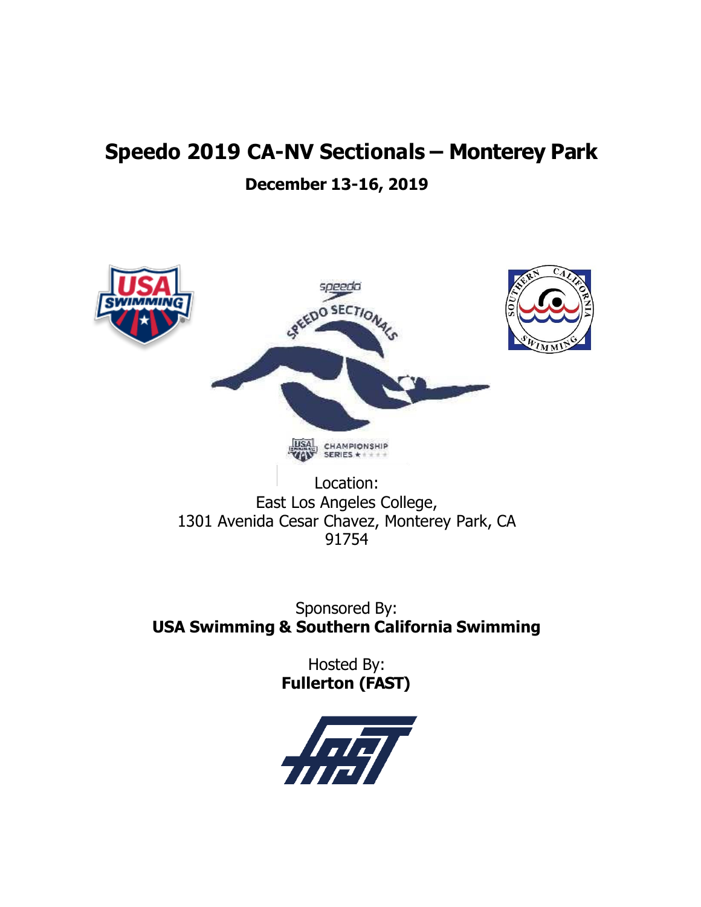# Speedo 2019 CA-NV Sectionals – Monterey Park

**December 13-16, 2019**

Location:
East Los Angeles College,
1301 Avenida Cesar Chavez, Monterey Park, CA
91754

Sponsored By:
**USA Swimming & Southern California Swimming**

Hosted By:
**Fullerton (FAST)**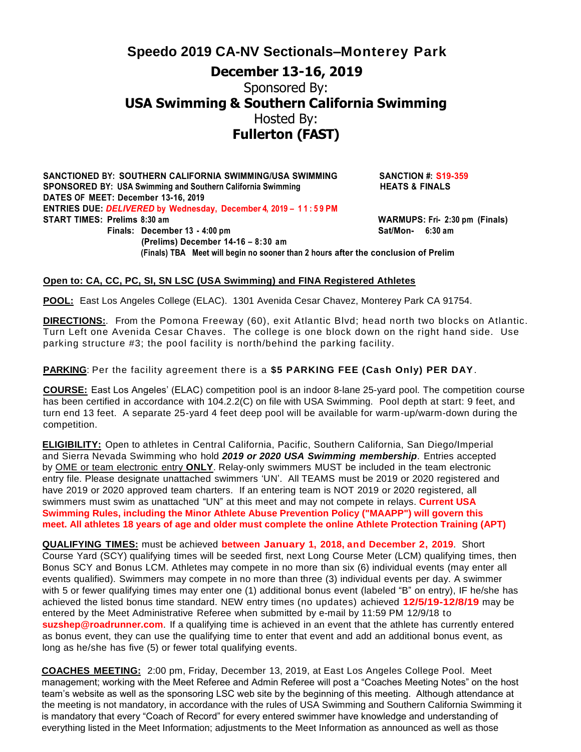# Speedo 2019 CA-NV Sectionals–Monterey Park

## December 13-16, 2019

Sponsored By:

## USA Swimming & Southern California Swimming

Hosted By:

## Fullerton (FAST)

**SANCTIONED BY: SOUTHERN CALIFORNIA SWIMMING/USA SWIMMING** **SANCTION #: S19-359**
**SPONSORED BY: USA Swimming and Southern California Swimming** **HEATS & FINALS**
**DATES OF MEET: December 13-16, 2019**
**ENTRIES DUE: *DELIVERED* by Wednesday, December 4, 2019 – 11:59 PM**
**START TIMES: Prelims 8:30 am** **WARMUPS: Fri- 2:30 pm (Finals)**
**Finals: December 13 - 4:00 pm** **Sat/Mon- 6:30 am**
**(Prelims) December 14-16 – 8:30 am**
**(Finals) TBA Meet will begin no sooner than 2 hours after the conclusion of Prelim**

**Open to: CA, CC, PC, SI, SN LSC (USA Swimming) and FINA Registered Athletes**

**POOL:** East Los Angeles College (ELAC). 1301 Avenida Cesar Chavez, Monterey Park CA 91754.

**DIRECTIONS:**. From the Pomona Freeway (60), exit Atlantic Blvd; head north two blocks on Atlantic. Turn Left one Avenida Cesar Chaves. The college is one block down on the right hand side. Use parking structure #3; the pool facility is north/behind the parking facility.

**PARKING**: Per the facility agreement there is a **$5 PARKING FEE (Cash Only) PER DAY**.

**COURSE:** East Los Angeles' (ELAC) competition pool is an indoor 8-lane 25-yard pool. The competition course has been certified in accordance with 104.2.2(C) on file with USA Swimming. Pool depth at start: 9 feet, and turn end 13 feet. A separate 25-yard 4 feet deep pool will be available for warm-up/warm-down during the competition.

**ELIGIBILITY:** Open to athletes in Central California, Pacific, Southern California, San Diego/Imperial and Sierra Nevada Swimming who hold ***2019 or 2020 USA Swimming membership***. Entries accepted by OME or team electronic entry **ONLY**. Relay-only swimmers MUST be included in the team electronic entry file. Please designate unattached swimmers 'UN'. All TEAMS must be 2019 or 2020 registered and have 2019 or 2020 approved team charters. If an entering team is NOT 2019 or 2020 registered, all swimmers must swim as unattached "UN" at this meet and may not compete in relays. **Current USA Swimming Rules, including the Minor Athlete Abuse Prevention Policy ("MAAPP") will govern this meet. All athletes 18 years of age and older must complete the online Athlete Protection Training (APT)**

**QUALIFYING TIMES:** must be achieved **between January 1, 2018, and December 2, 2019**. Short Course Yard (SCY) qualifying times will be seeded first, next Long Course Meter (LCM) qualifying times, then Bonus SCY and Bonus LCM. Athletes may compete in no more than six (6) individual events (may enter all events qualified). Swimmers may compete in no more than three (3) individual events per day. A swimmer with 5 or fewer qualifying times may enter one (1) additional bonus event (labeled "B" on entry), IF he/she has achieved the listed bonus time standard. NEW entry times (no updates) achieved **12/5/19-12/8/19** may be entered by the Meet Administrative Referee when submitted by e-mail by 11:59 PM 12/9/18 to **suzshep@roadrunner.com**. If a qualifying time is achieved in an event that the athlete has currently entered as bonus event, they can use the qualifying time to enter that event and add an additional bonus event, as long as he/she has five (5) or fewer total qualifying events.

**COACHES MEETING:** 2:00 pm, Friday, December 13, 2019, at East Los Angeles College Pool. Meet management; working with the Meet Referee and Admin Referee will post a "Coaches Meeting Notes" on the host team's website as well as the sponsoring LSC web site by the beginning of this meeting. Although attendance at the meeting is not mandatory, in accordance with the rules of USA Swimming and Southern California Swimming it is mandatory that every "Coach of Record" for every entered swimmer have knowledge and understanding of everything listed in the Meet Information; adjustments to the Meet Information as announced as well as those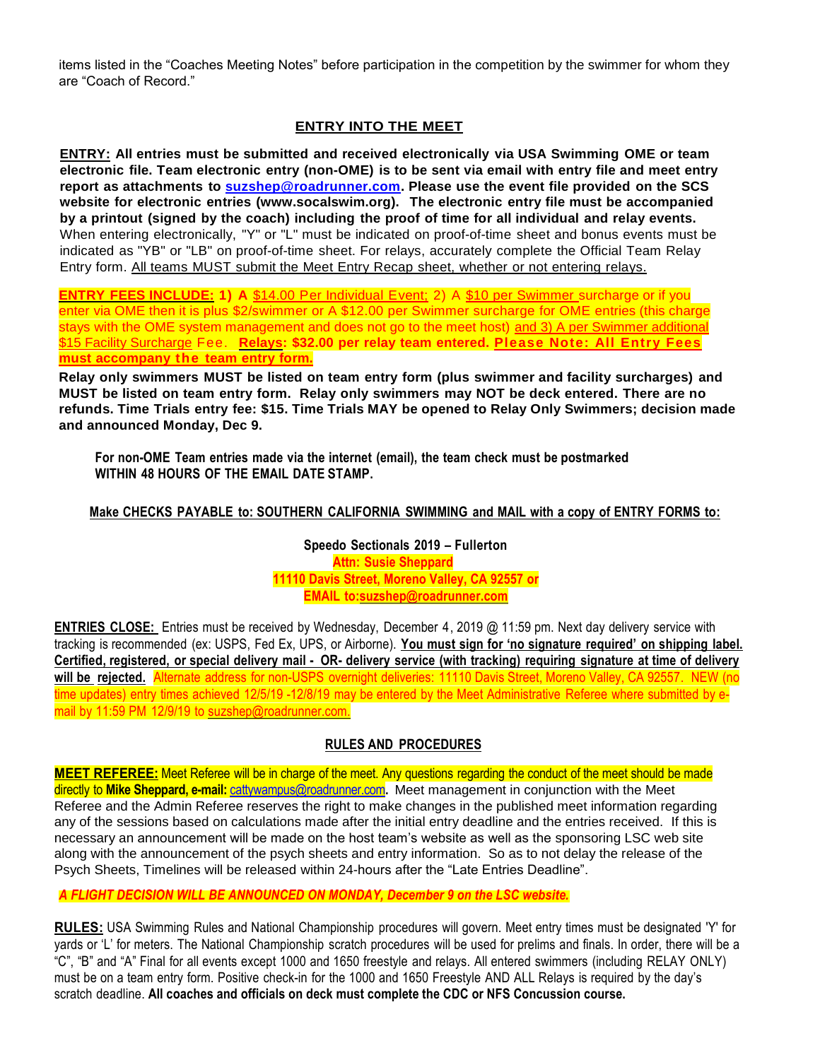items listed in the "Coaches Meeting Notes" before participation in the competition by the swimmer for whom they are "Coach of Record."

## ENTRY INTO THE MEET

**ENTRY: All entries must be submitted and received electronically via USA Swimming OME or team electronic file. Team electronic entry (non-OME) is to be sent via email with entry file and meet entry report as attachments to suzshep@roadrunner.com. Please use the event file provided on the SCS website for electronic entries (www.socalswim.org). The electronic entry file must be accompanied by a printout (signed by the coach) including the proof of time for all individual and relay events.** When entering electronically, "Y" or "L" must be indicated on proof-of-time sheet and bonus events must be indicated as "YB" or "LB" on proof-of-time sheet. For relays, accurately complete the Official Team Relay Entry form. All teams MUST submit the Meet Entry Recap sheet, whether or not entering relays.

**ENTRY FEES INCLUDE: 1) A** $14.00 Per Individual Event; 2) A $10 per Swimmer surcharge or if you enter via OME then it is plus $2/swimmer or A $12.00 per Swimmer surcharge for OME entries (this charge stays with the OME system management and does not go to the meet host) and 3) A per Swimmer additional $15 Facility Surcharge Fee. **Relays: $32.00 per relay team entered. Please Note: All Entry Fees must accompany the team entry form.**

**Relay only swimmers MUST be listed on team entry form (plus swimmer and facility surcharges) and MUST be listed on team entry form. Relay only swimmers may NOT be deck entered. There are no refunds. Time Trials entry fee: $15. Time Trials MAY be opened to Relay Only Swimmers; decision made and announced Monday, Dec 9.**

**For non-OME Team entries made via the internet (email), the team check must be postmarked WITHIN 48 HOURS OF THE EMAIL DATE STAMP.**

**Make CHECKS PAYABLE to: SOUTHERN CALIFORNIA SWIMMING and MAIL with a copy of ENTRY FORMS to:**

**Speedo Sectionals 2019 – Fullerton**
**Attn: Susie Sheppard**
**11110 Davis Street, Moreno Valley, CA 92557 or**
**EMAIL to:suzshep@roadrunner.com**

**ENTRIES CLOSE:** Entries must be received by Wednesday, December 4, 2019 @ 11:59 pm. Next day delivery service with tracking is recommended (ex: USPS, Fed Ex, UPS, or Airborne). **You must sign for 'no signature required' on shipping label. Certified, registered, or special delivery mail - OR- delivery service (with tracking) requiring signature at time of delivery will be rejected.** Alternate address for non-USPS overnight deliveries: 11110 Davis Street, Moreno Valley, CA 92557. NEW (no time updates) entry times achieved 12/5/19 -12/8/19 may be entered by the Meet Administrative Referee where submitted by e-mail by 11:59 PM 12/9/19 to suzshep@roadrunner.com.

## RULES AND PROCEDURES

**MEET REFEREE:** Meet Referee will be in charge of the meet. Any questions regarding the conduct of the meet should be made directly to **Mike Sheppard, e-mail:** cattywampus@roadrunner.com**.** Meet management in conjunction with the Meet Referee and the Admin Referee reserves the right to make changes in the published meet information regarding any of the sessions based on calculations made after the initial entry deadline and the entries received. If this is necessary an announcement will be made on the host team's website as well as the sponsoring LSC web site along with the announcement of the psych sheets and entry information. So as to not delay the release of the Psych Sheets, Timelines will be released within 24-hours after the "Late Entries Deadline".

***A FLIGHT DECISION WILL BE ANNOUNCED ON MONDAY, December 9 on the LSC website.***

**RULES:** USA Swimming Rules and National Championship procedures will govern. Meet entry times must be designated 'Y' for yards or 'L' for meters. The National Championship scratch procedures will be used for prelims and finals. In order, there will be a "C", "B" and "A" Final for all events except 1000 and 1650 freestyle and relays. All entered swimmers (including RELAY ONLY) must be on a team entry form. Positive check-in for the 1000 and 1650 Freestyle AND ALL Relays is required by the day's scratch deadline. **All coaches and officials on deck must complete the CDC or NFS Concussion course.**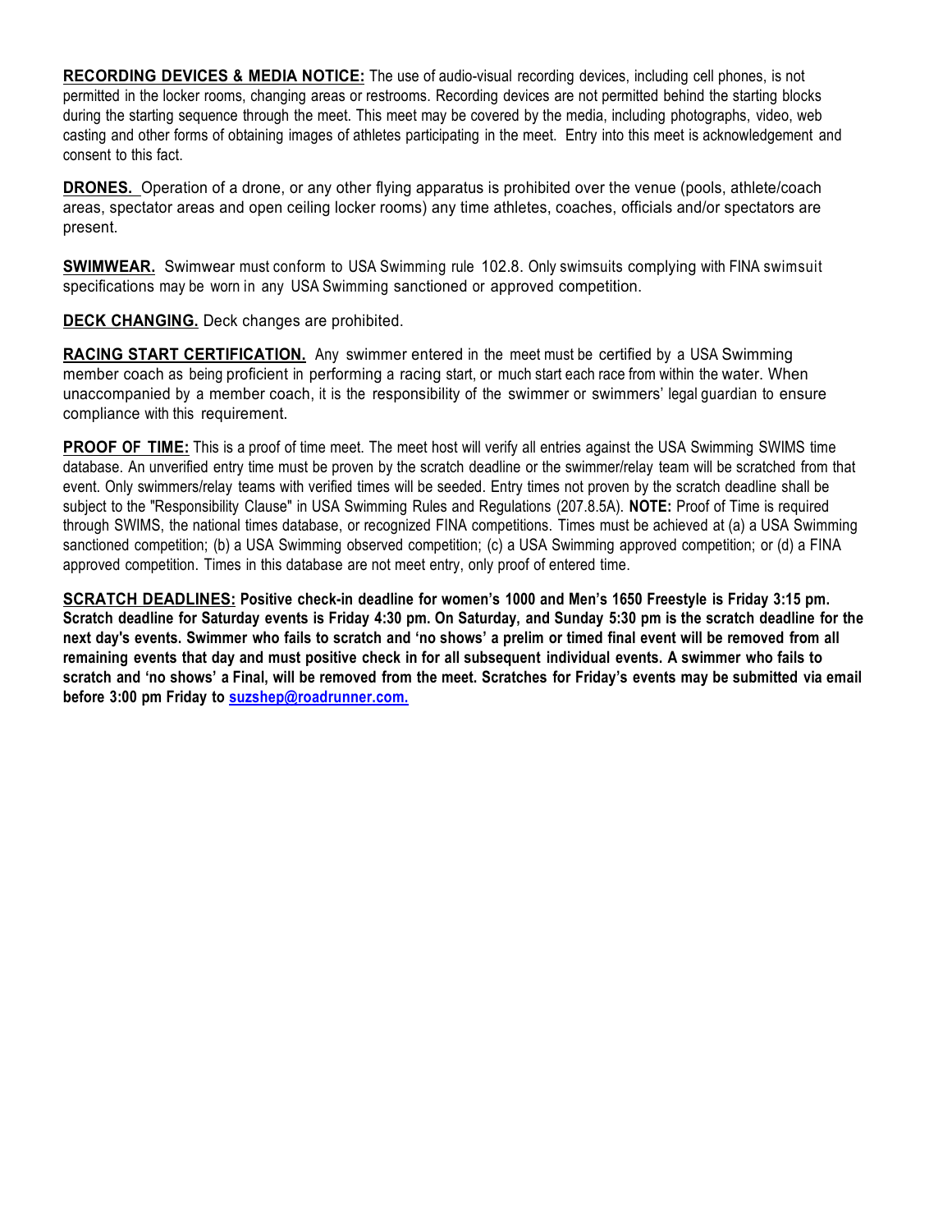**RECORDING DEVICES & MEDIA NOTICE:** The use of audio-visual recording devices, including cell phones, is not permitted in the locker rooms, changing areas or restrooms. Recording devices are not permitted behind the starting blocks during the starting sequence through the meet. This meet may be covered by the media, including photographs, video, web casting and other forms of obtaining images of athletes participating in the meet. Entry into this meet is acknowledgement and consent to this fact.

**DRONES.** Operation of a drone, or any other flying apparatus is prohibited over the venue (pools, athlete/coach areas, spectator areas and open ceiling locker rooms) any time athletes, coaches, officials and/or spectators are present.

**SWIMWEAR.** Swimwear must conform to USA Swimming rule 102.8. Only swimsuits complying with FINA swimsuit specifications may be worn in any USA Swimming sanctioned or approved competition.

**DECK CHANGING.** Deck changes are prohibited.

**RACING START CERTIFICATION.** Any swimmer entered in the meet must be certified by a USA Swimming member coach as being proficient in performing a racing start, or much start each race from within the water. When unaccompanied by a member coach, it is the responsibility of the swimmer or swimmers' legal guardian to ensure compliance with this requirement.

**PROOF OF TIME:** This is a proof of time meet. The meet host will verify all entries against the USA Swimming SWIMS time database. An unverified entry time must be proven by the scratch deadline or the swimmer/relay team will be scratched from that event. Only swimmers/relay teams with verified times will be seeded. Entry times not proven by the scratch deadline shall be subject to the "Responsibility Clause" in USA Swimming Rules and Regulations (207.8.5A). **NOTE:** Proof of Time is required through SWIMS, the national times database, or recognized FINA competitions. Times must be achieved at (a) a USA Swimming sanctioned competition; (b) a USA Swimming observed competition; (c) a USA Swimming approved competition; or (d) a FINA approved competition. Times in this database are not meet entry, only proof of entered time.

**SCRATCH DEADLINES: Positive check-in deadline for women's 1000 and Men's 1650 Freestyle is Friday 3:15 pm. Scratch deadline for Saturday events is Friday 4:30 pm. On Saturday, and Sunday 5:30 pm is the scratch deadline for the next day's events. Swimmer who fails to scratch and 'no shows' a prelim or timed final event will be removed from all remaining events that day and must positive check in for all subsequent individual events. A swimmer who fails to scratch and 'no shows' a Final, will be removed from the meet. Scratches for Friday's events may be submitted via email before 3:00 pm Friday to suzshep@roadrunner.com.**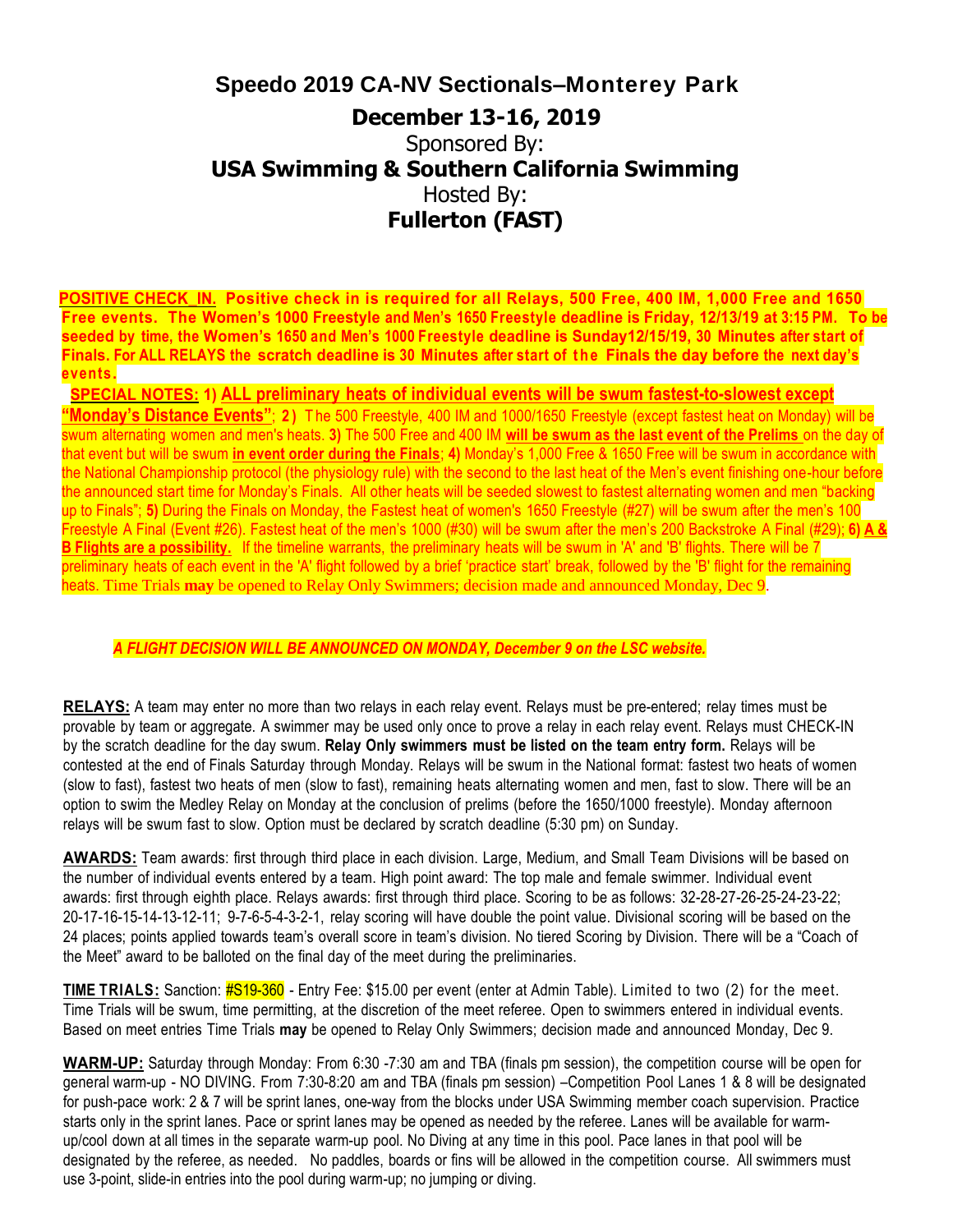# Speedo 2019 CA-NV Sectionals–Monterey Park

## December 13-16, 2019

Sponsored By:

**USA Swimming & Southern California Swimming**

Hosted By:

**Fullerton (FAST)**

**POSITIVE CHECK_IN. Positive check in is required for all Relays, 500 Free, 400 IM, 1,000 Free and 1650 Free events. The Women's 1000 Freestyle and Men's 1650 Freestyle deadline is Friday, 12/13/19 at 3:15 PM. To be seeded by time, the Women's 1650 and Men's 1000 Freestyle deadline is Sunday12/15/19, 30 Minutes after start of Finals. For ALL RELAYS the scratch deadline is 30 Minutes after start of the Finals the day before the next day's events.**

**SPECIAL NOTES: 1) ALL preliminary heats of individual events will be swum fastest-to-slowest except "Monday's Distance Events"**; **2)** The 500 Freestyle, 400 IM and 1000/1650 Freestyle (except fastest heat on Monday) will be swum alternating women and men's heats. **3)** The 500 Free and 400 IM **will be swum as the last event of the Prelims** on the day of that event but will be swum **in event order during the Finals**; **4)** Monday's 1,000 Free & 1650 Free will be swum in accordance with the National Championship protocol (the physiology rule) with the second to the last heat of the Men's event finishing one-hour before the announced start time for Monday's Finals. All other heats will be seeded slowest to fastest alternating women and men "backing up to Finals"; **5)** During the Finals on Monday, the Fastest heat of women's 1650 Freestyle (#27) will be swum after the men's 100 Freestyle A Final (Event #26). Fastest heat of the men's 1000 (#30) will be swum after the men's 200 Backstroke A Final (#29); **6) A & B Flights are a possibility.** If the timeline warrants, the preliminary heats will be swum in 'A' and 'B' flights. There will be 7 preliminary heats of each event in the 'A' flight followed by a brief 'practice start' break, followed by the 'B' flight for the remaining heats. Time Trials **may** be opened to Relay Only Swimmers; decision made and announced Monday, Dec 9.

***A FLIGHT DECISION WILL BE ANNOUNCED ON MONDAY, December 9 on the LSC website.***

**RELAYS:** A team may enter no more than two relays in each relay event. Relays must be pre-entered; relay times must be provable by team or aggregate. A swimmer may be used only once to prove a relay in each relay event. Relays must CHECK-IN by the scratch deadline for the day swum. **Relay Only swimmers must be listed on the team entry form.** Relays will be contested at the end of Finals Saturday through Monday. Relays will be swum in the National format: fastest two heats of women (slow to fast), fastest two heats of men (slow to fast), remaining heats alternating women and men, fast to slow. There will be an option to swim the Medley Relay on Monday at the conclusion of prelims (before the 1650/1000 freestyle). Monday afternoon relays will be swum fast to slow. Option must be declared by scratch deadline (5:30 pm) on Sunday.

**AWARDS:** Team awards: first through third place in each division. Large, Medium, and Small Team Divisions will be based on the number of individual events entered by a team. High point award: The top male and female swimmer. Individual event awards: first through eighth place. Relays awards: first through third place. Scoring to be as follows: 32-28-27-26-25-24-23-22; 20-17-16-15-14-13-12-11; 9-7-6-5-4-3-2-1, relay scoring will have double the point value. Divisional scoring will be based on the 24 places; points applied towards team's overall score in team's division. No tiered Scoring by Division. There will be a "Coach of the Meet" award to be balloted on the final day of the meet during the preliminaries.

**TIME TRIALS:** Sanction: #S19-360 - Entry Fee: $15.00 per event (enter at Admin Table). Limited to two (2) for the meet. Time Trials will be swum, time permitting, at the discretion of the meet referee. Open to swimmers entered in individual events. Based on meet entries Time Trials **may** be opened to Relay Only Swimmers; decision made and announced Monday, Dec 9.

**WARM-UP:** Saturday through Monday: From 6:30 -7:30 am and TBA (finals pm session), the competition course will be open for general warm-up - NO DIVING. From 7:30-8:20 am and TBA (finals pm session) –Competition Pool Lanes 1 & 8 will be designated for push-pace work: 2 & 7 will be sprint lanes, one-way from the blocks under USA Swimming member coach supervision. Practice starts only in the sprint lanes. Pace or sprint lanes may be opened as needed by the referee. Lanes will be available for warm-up/cool down at all times in the separate warm-up pool. No Diving at any time in this pool. Pace lanes in that pool will be designated by the referee, as needed. No paddles, boards or fins will be allowed in the competition course. All swimmers must use 3-point, slide-in entries into the pool during warm-up; no jumping or diving.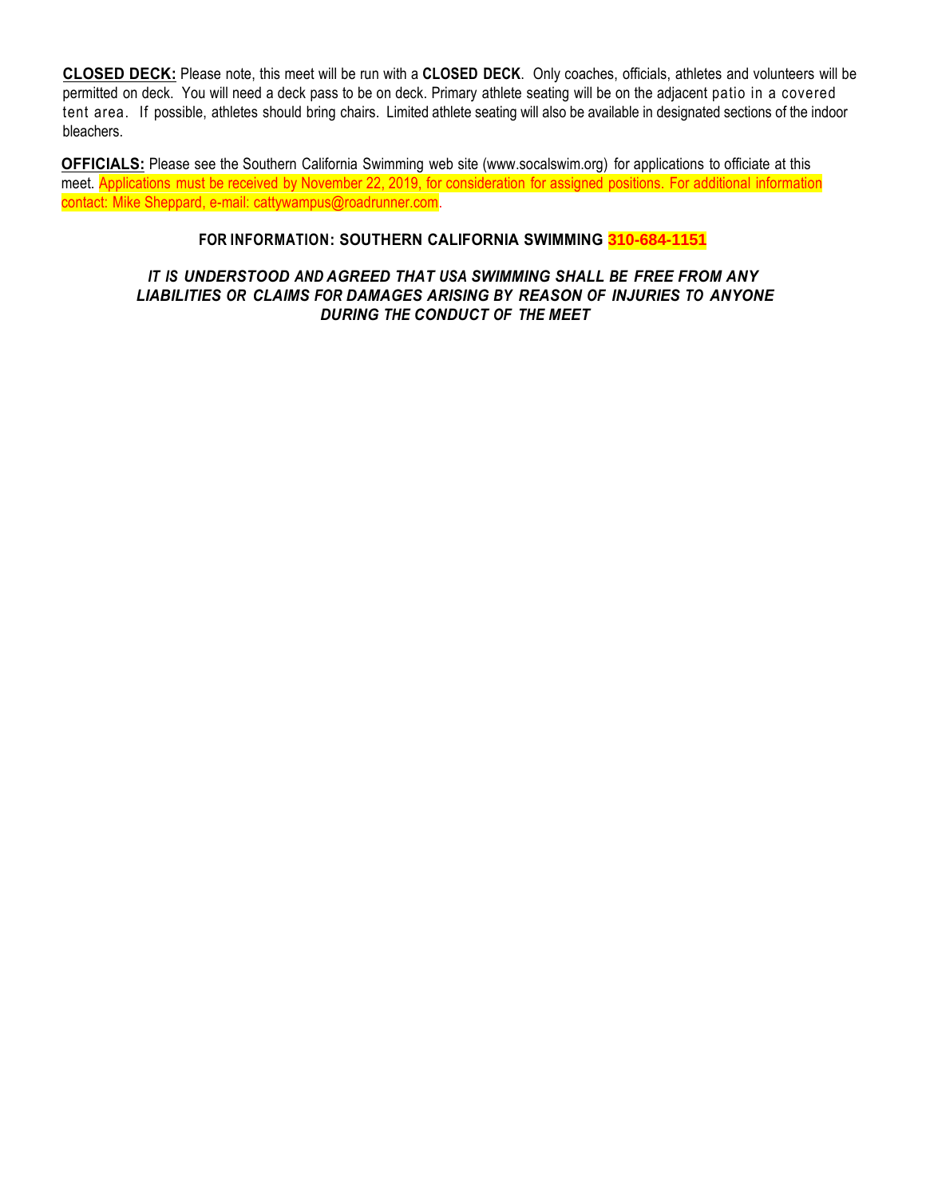**CLOSED DECK:** Please note, this meet will be run with a **CLOSED DECK**. Only coaches, officials, athletes and volunteers will be permitted on deck. You will need a deck pass to be on deck. Primary athlete seating will be on the adjacent patio in a covered tent area. If possible, athletes should bring chairs. Limited athlete seating will also be available in designated sections of the indoor bleachers.

**OFFICIALS:** Please see the Southern California Swimming web site (www.socalswim.org) for applications to officiate at this meet. Applications must be received by November 22, 2019, for consideration for assigned positions. For additional information contact: Mike Sheppard, e-mail: cattywampus@roadrunner.com.

**FOR INFORMATION: SOUTHERN CALIFORNIA SWIMMING 310-684-1151**

***IT IS UNDERSTOOD AND AGREED THAT USA SWIMMING SHALL BE FREE FROM ANY LIABILITIES OR CLAIMS FOR DAMAGES ARISING BY REASON OF INJURIES TO ANYONE DURING THE CONDUCT OF THE MEET***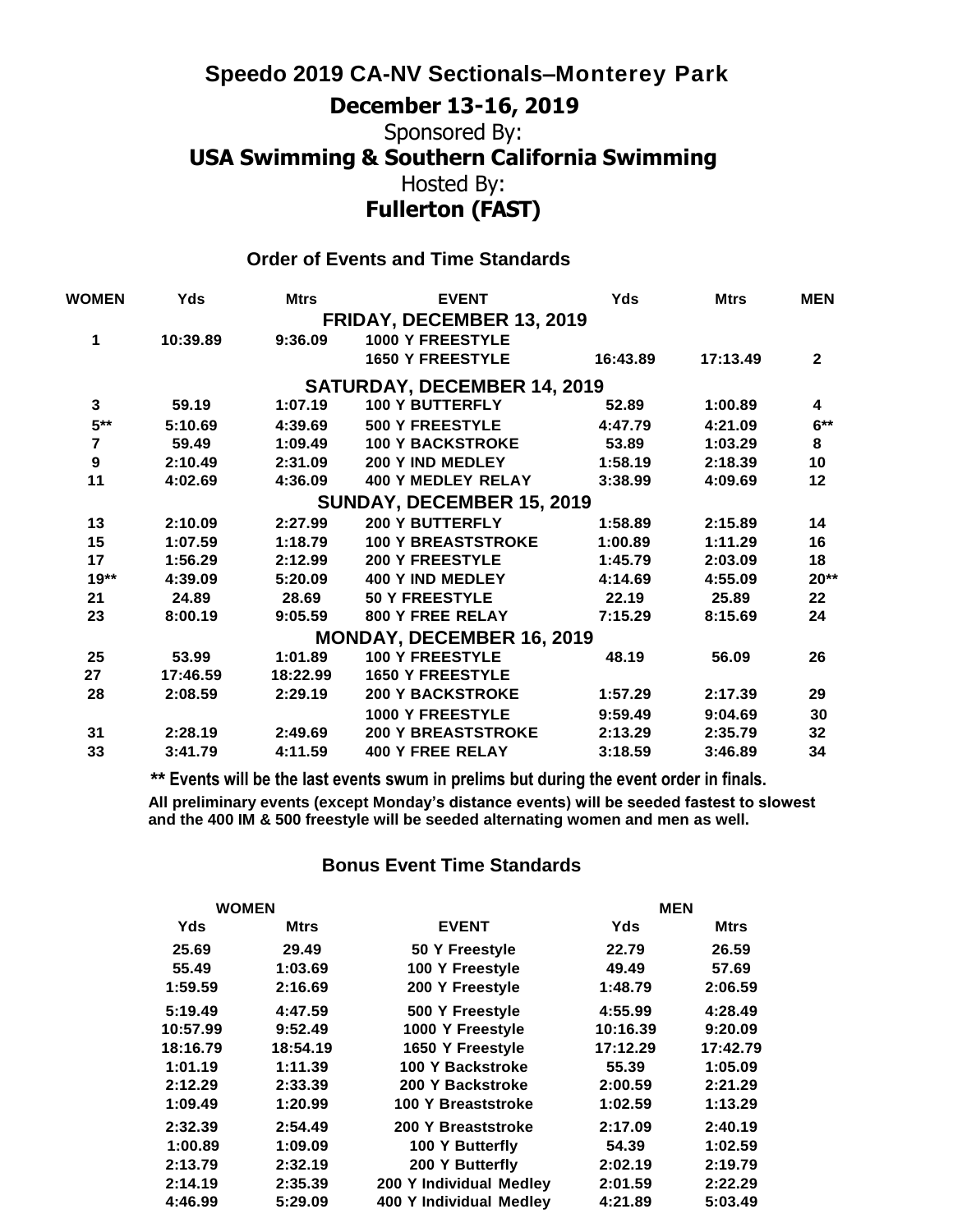# Speedo 2019 CA-NV Sectionals–Monterey Park

## December 13-16, 2019

Sponsored By:

**USA Swimming & Southern California Swimming**

Hosted By:

**Fullerton (FAST)**

### Order of Events and Time Standards

| WOMEN | Yds | Mtrs | EVENT | Yds | Mtrs | MEN |
|---|---|---|---|---|---|---|
| | | | **FRIDAY, DECEMBER 13, 2019** | | | |
| 1 | 10:39.89 | 9:36.09 | 1000 Y FREESTYLE | | | |
| | | | 1650 Y FREESTYLE | 16:43.89 | 17:13.49 | 2 |
| | | | **SATURDAY, DECEMBER 14, 2019** | | | |
| 3 | 59.19 | 1:07.19 | 100 Y BUTTERFLY | 52.89 | 1:00.89 | 4 |
| 5** | 5:10.69 | 4:39.69 | 500 Y FREESTYLE | 4:47.79 | 4:21.09 | 6** |
| 7 | 59.49 | 1:09.49 | 100 Y BACKSTROKE | 53.89 | 1:03.29 | 8 |
| 9 | 2:10.49 | 2:31.09 | 200 Y IND MEDLEY | 1:58.19 | 2:18.39 | 10 |
| 11 | 4:02.69 | 4:36.09 | 400 Y MEDLEY RELAY | 3:38.99 | 4:09.69 | 12 |
| | | | **SUNDAY, DECEMBER 15, 2019** | | | |
| 13 | 2:10.09 | 2:27.99 | 200 Y BUTTERFLY | 1:58.89 | 2:15.89 | 14 |
| 15 | 1:07.59 | 1:18.79 | 100 Y BREASTSTROKE | 1:00.89 | 1:11.29 | 16 |
| 17 | 1:56.29 | 2:12.99 | 200 Y FREESTYLE | 1:45.79 | 2:03.09 | 18 |
| 19** | 4:39.09 | 5:20.09 | 400 Y IND MEDLEY | 4:14.69 | 4:55.09 | 20** |
| 21 | 24.89 | 28.69 | 50 Y FREESTYLE | 22.19 | 25.89 | 22 |
| 23 | 8:00.19 | 9:05.59 | 800 Y FREE RELAY | 7:15.29 | 8:15.69 | 24 |
| | | | **MONDAY, DECEMBER 16, 2019** | | | |
| 25 | 53.99 | 1:01.89 | 100 Y FREESTYLE | 48.19 | 56.09 | 26 |
| 27 | 17:46.59 | 18:22.99 | 1650 Y FREESTYLE | | | |
| 28 | 2:08.59 | 2:29.19 | 200 Y BACKSTROKE | 1:57.29 | 2:17.39 | 29 |
| | | | 1000 Y FREESTYLE | 9:59.49 | 9:04.69 | 30 |
| 31 | 2:28.19 | 2:49.69 | 200 Y BREASTSTROKE | 2:13.29 | 2:35.79 | 32 |
| 33 | 3:41.79 | 4:11.59 | 400 Y FREE RELAY | 3:18.59 | 3:46.89 | 34 |

**** Events will be the last events swum in prelims but during the event order in finals.**

**All preliminary events (except Monday's distance events) will be seeded fastest to slowest and the 400 IM & 500 freestyle will be seeded alternating women and men as well.**

### Bonus Event Time Standards

| WOMEN | | | MEN | |
|---|---|---|---|---|
| Yds | Mtrs | EVENT | Yds | Mtrs |
| 25.69 | 29.49 | 50 Y Freestyle | 22.79 | 26.59 |
| 55.49 | 1:03.69 | 100 Y Freestyle | 49.49 | 57.69 |
| 1:59.59 | 2:16.69 | 200 Y Freestyle | 1:48.79 | 2:06.59 |
| 5:19.49 | 4:47.59 | 500 Y Freestyle | 4:55.99 | 4:28.49 |
| 10:57.99 | 9:52.49 | 1000 Y Freestyle | 10:16.39 | 9:20.09 |
| 18:16.79 | 18:54.19 | 1650 Y Freestyle | 17:12.29 | 17:42.79 |
| 1:01.19 | 1:11.39 | 100 Y Backstroke | 55.39 | 1:05.09 |
| 2:12.29 | 2:33.39 | 200 Y Backstroke | 2:00.59 | 2:21.29 |
| 1:09.49 | 1:20.99 | 100 Y Breaststroke | 1:02.59 | 1:13.29 |
| 2:32.39 | 2:54.49 | 200 Y Breaststroke | 2:17.09 | 2:40.19 |
| 1:00.89 | 1:09.09 | 100 Y Butterfly | 54.39 | 1:02.59 |
| 2:13.79 | 2:32.19 | 200 Y Butterfly | 2:02.19 | 2:19.79 |
| 2:14.19 | 2:35.39 | 200 Y Individual Medley | 2:01.59 | 2:22.29 |
| 4:46.99 | 5:29.09 | 400 Y Individual Medley | 4:21.89 | 5:03.49 |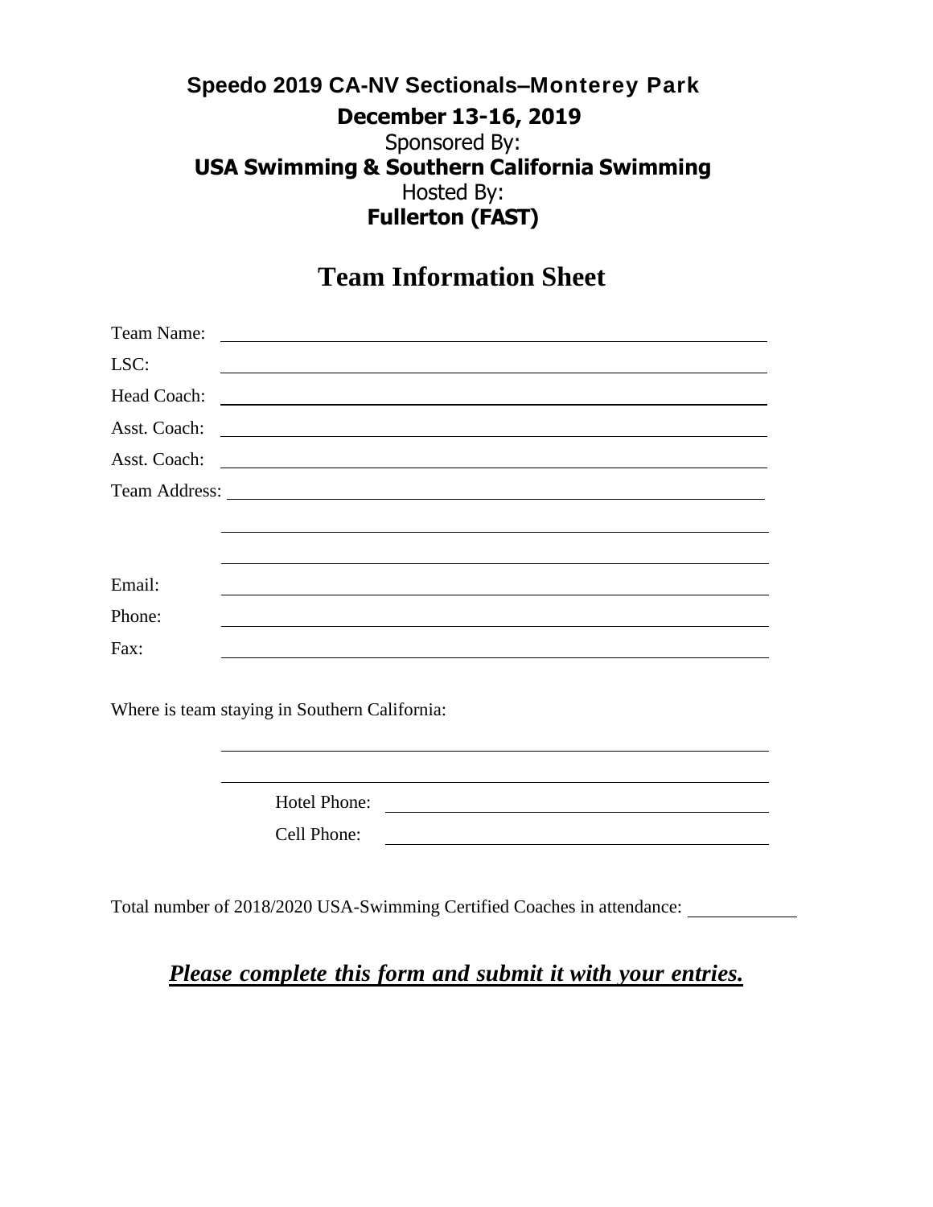**Speedo 2019 CA-NV Sectionals–Monterey Park**

**December 13-16, 2019**

Sponsored By:

**USA Swimming & Southern California Swimming**

Hosted By:

**Fullerton (FAST)**

# Team Information Sheet

Team Name: ______________________________________________

LSC: ______________________________________________

Head Coach: ______________________________________________

Asst. Coach: ______________________________________________

Asst. Coach: ______________________________________________

Team Address: ______________________________________________

______________________________________________

______________________________________________

Email: ______________________________________________

Phone: ______________________________________________

Fax: ______________________________________________

Where is team staying in Southern California:

______________________________________________

______________________________________________

Hotel Phone: ______________________________

Cell Phone: ______________________________

Total number of 2018/2020 USA-Swimming Certified Coaches in attendance: ________

***<u>Please complete this form and submit it with your entries.</u>***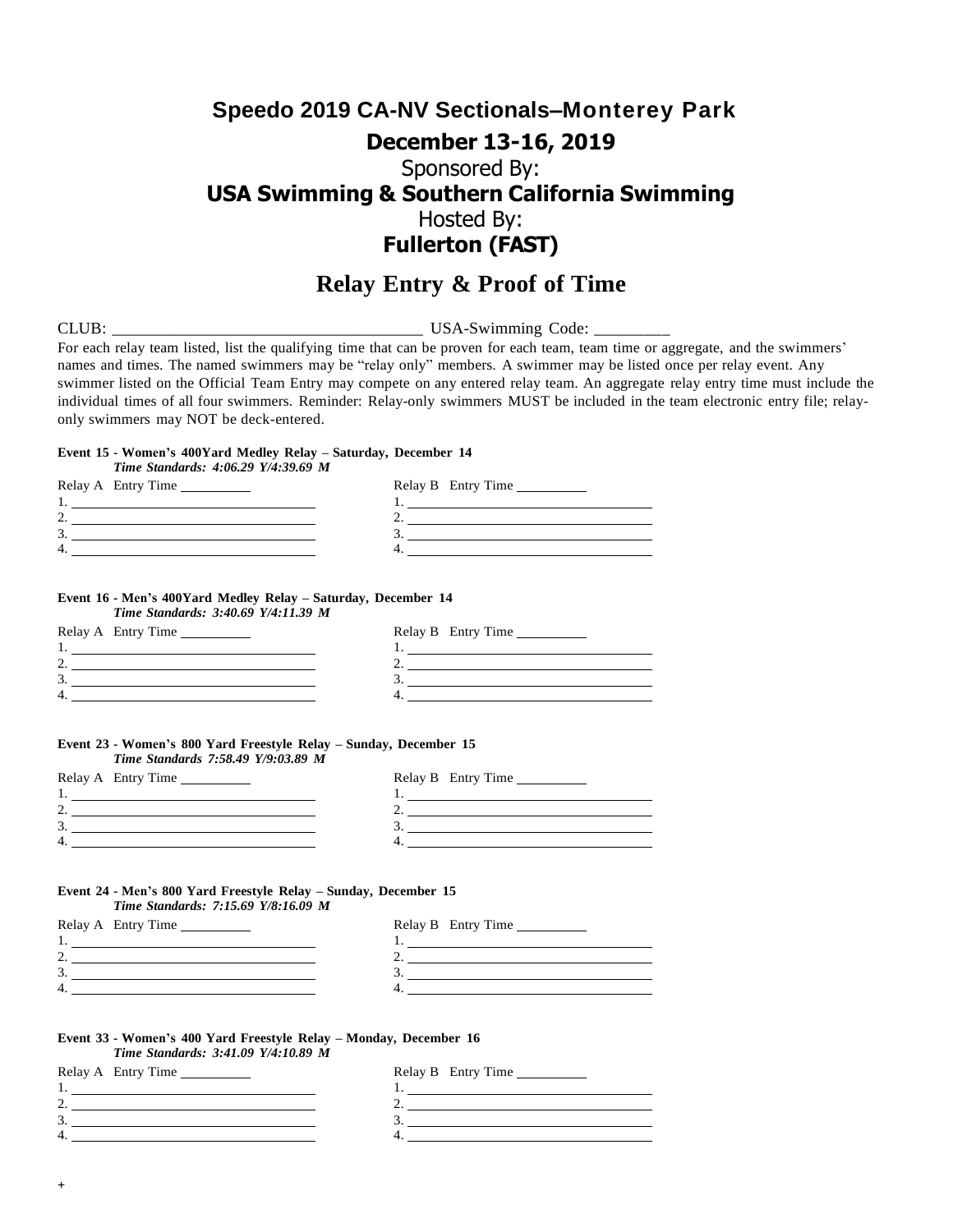# Speedo 2019 CA-NV Sectionals–Monterey Park

## December 13-16, 2019

Sponsored By:

## USA Swimming & Southern California Swimming

Hosted By:

## Fullerton (FAST)

# Relay Entry & Proof of Time

CLUB: _____________________________________ USA-Swimming Code: _________

For each relay team listed, list the qualifying time that can be proven for each team, team time or aggregate, and the swimmers' names and times. The named swimmers may be "relay only" members. A swimmer may be listed once per relay event. Any swimmer listed on the Official Team Entry may compete on any entered relay team. An aggregate relay entry time must include the individual times of all four swimmers. Reminder: Relay-only swimmers MUST be included in the team electronic entry file; relay-only swimmers may NOT be deck-entered.

**Event 15 - Women's 400Yard Medley Relay – Saturday, December 14**
***Time Standards: 4:06.29 Y/4:39.69 M***

| Relay A Entry Time ________ | Relay B Entry Time ________ |
|---|---|
| 1. ______________________ | 1. ______________________ |
| 2. ______________________ | 2. ______________________ |
| 3. ______________________ | 3. ______________________ |
| 4. ______________________ | 4. ______________________ |

**Event 16 - Men's 400Yard Medley Relay – Saturday, December 14**
***Time Standards: 3:40.69 Y/4:11.39 M***

| Relay A Entry Time ________ | Relay B Entry Time ________ |
|---|---|
| 1. ______________________ | 1. ______________________ |
| 2. ______________________ | 2. ______________________ |
| 3. ______________________ | 3. ______________________ |
| 4. ______________________ | 4. ______________________ |

**Event 23 - Women's 800 Yard Freestyle Relay – Sunday, December 15**
***Time Standards 7:58.49 Y/9:03.89 M***

| Relay A Entry Time ________ | Relay B Entry Time ________ |
|---|---|
| 1. ______________________ | 1. ______________________ |
| 2. ______________________ | 2. ______________________ |
| 3. ______________________ | 3. ______________________ |
| 4. ______________________ | 4. ______________________ |

**Event 24 - Men's 800 Yard Freestyle Relay – Sunday, December 15**
***Time Standards: 7:15.69 Y/8:16.09 M***

| Relay A Entry Time ________ | Relay B Entry Time ________ |
|---|---|
| 1. ______________________ | 1. ______________________ |
| 2. ______________________ | 2. ______________________ |
| 3. ______________________ | 3. ______________________ |
| 4. ______________________ | 4. ______________________ |

**Event 33 - Women's 400 Yard Freestyle Relay – Monday, December 16**
***Time Standards: 3:41.09 Y/4:10.89 M***

| Relay A Entry Time ________ | Relay B Entry Time ________ |
|---|---|
| 1. ______________________ | 1. ______________________ |
| 2. ______________________ | 2. ______________________ |
| 3. ______________________ | 3. ______________________ |
| 4. ______________________ | 4. ______________________ |

+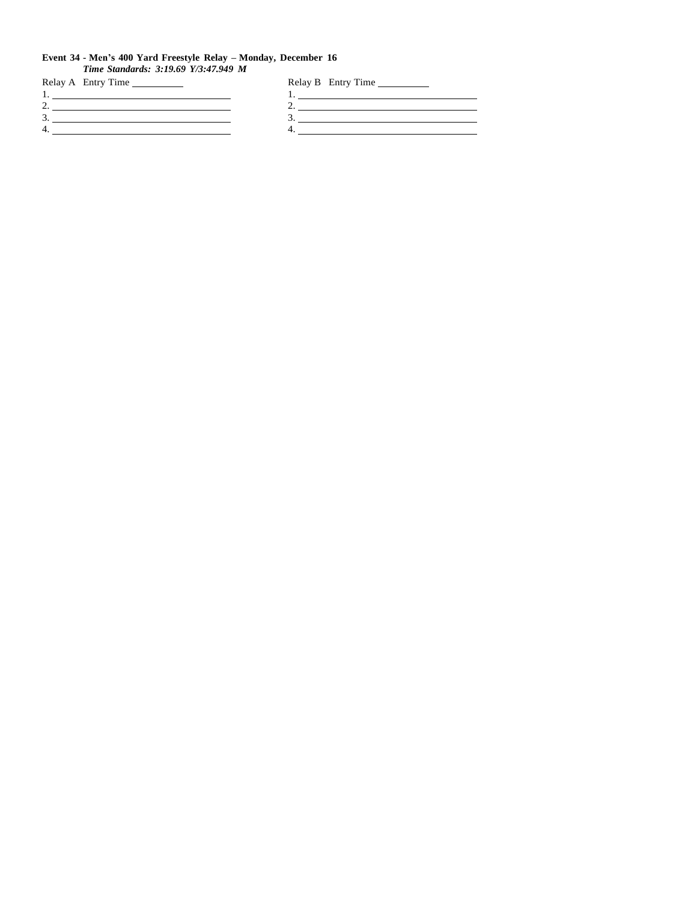**Event 34 - Men's 400 Yard Freestyle Relay – Monday, December 16**

***Time Standards: 3:19.69 Y/3:47.949 M***

| Relay A Entry Time ________ | Relay B Entry Time ________ |
|---|---|
| 1. ______________________________ | 1. ______________________________ |
| 2. ______________________________ | 2. ______________________________ |
| 3. ______________________________ | 3. ______________________________ |
| 4. ______________________________ | 4. ______________________________ |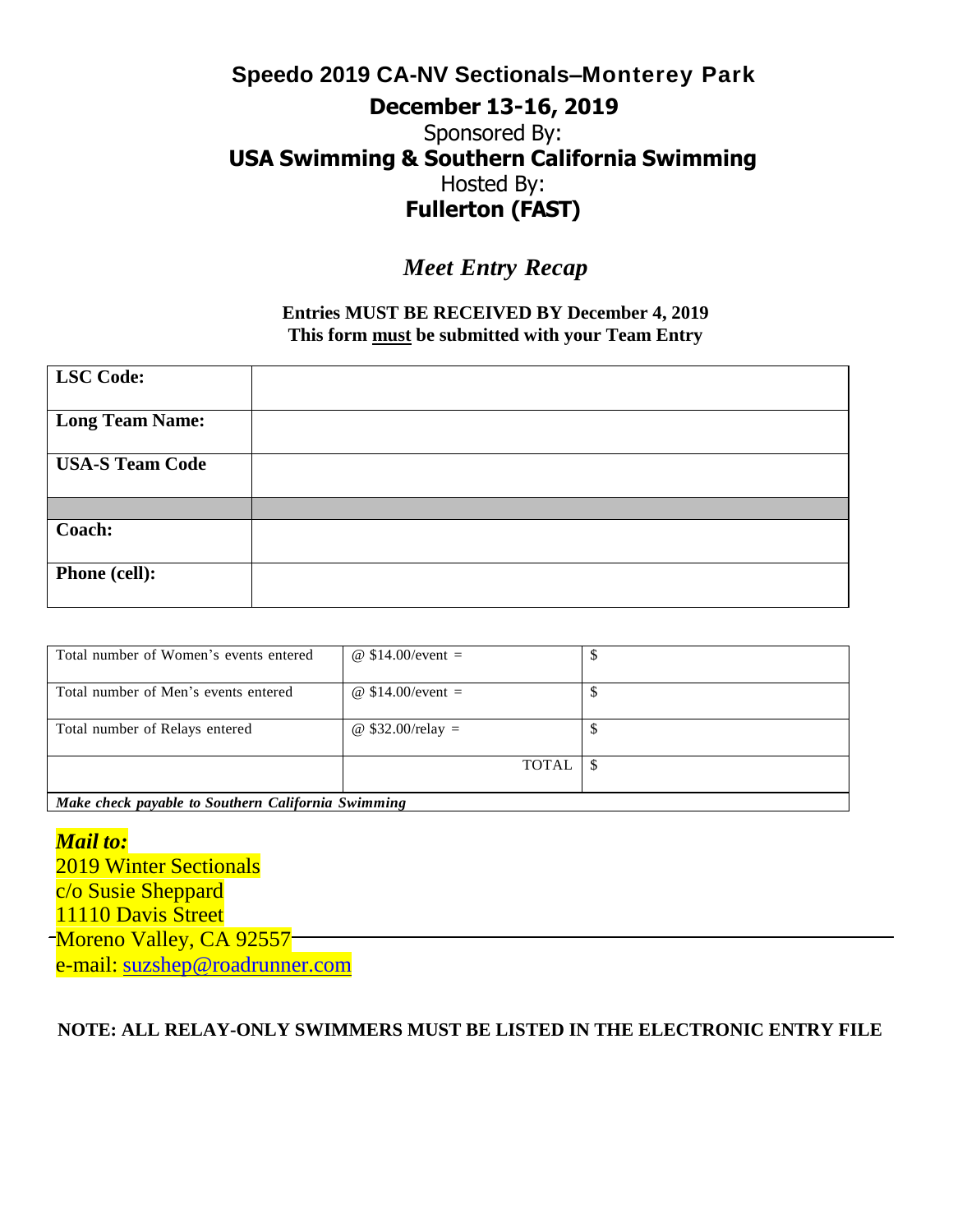# Speedo 2019 CA-NV Sectionals–Monterey Park

## December 13-16, 2019

Sponsored By:

**USA Swimming & Southern California Swimming**

Hosted By:

**Fullerton (FAST)**

## *Meet Entry Recap*

**Entries MUST BE RECEIVED BY December 4, 2019**

**This form must be submitted with your Team Entry**

| | |
|---|---|
| **LSC Code:** | |
| **Long Team Name:** | |
| **USA-S Team Code** | |
| | |
| **Coach:** | |
| **Phone (cell):** | |

| | | |
|---|---|---|
| Total number of Women's events entered | @ $14.00/event = | $ |
| Total number of Men's events entered | @ $14.00/event = | $ |
| Total number of Relays entered | @ $32.00/relay = | $ |
| | TOTAL | $ |

***Make check payable to Southern California Swimming***

***Mail to:***
2019 Winter Sectionals
c/o Susie Sheppard
11110 Davis Street
Moreno Valley, CA 92557
e-mail: suzshep@roadrunner.com

**NOTE: ALL RELAY-ONLY SWIMMERS MUST BE LISTED IN THE ELECTRONIC ENTRY FILE**